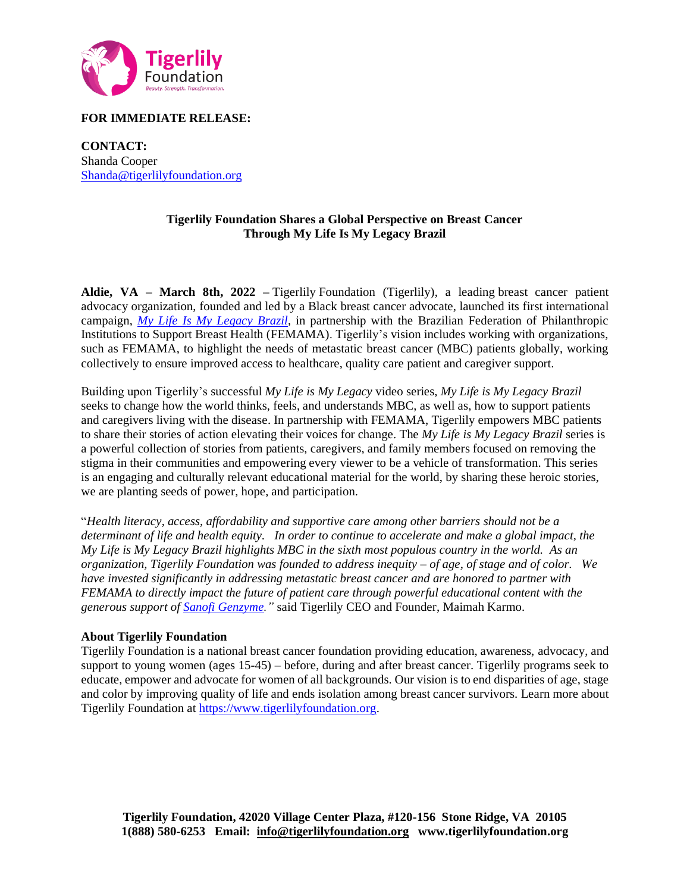**FOR IMMEDIATE RELEASE:**

**CONTACT:**
Shanda Cooper
Shanda@tigerlilyfoundation.org

**Tigerlily Foundation Shares a Global Perspective on Breast Cancer Through My Life Is My Legacy Brazil**

**Aldie, VA – March 8th, 2022 –** Tigerlily Foundation (Tigerlily), a leading breast cancer patient advocacy organization, founded and led by a Black breast cancer advocate, launched its first international campaign, *My Life Is My Legacy Brazil*, in partnership with the Brazilian Federation of Philanthropic Institutions to Support Breast Health (FEMAMA). Tigerlily's vision includes working with organizations, such as FEMAMA, to highlight the needs of metastatic breast cancer (MBC) patients globally, working collectively to ensure improved access to healthcare, quality care patient and caregiver support.

Building upon Tigerlily's successful *My Life is My Legacy* video series, *My Life is My Legacy Brazil* seeks to change how the world thinks, feels, and understands MBC, as well as, how to support patients and caregivers living with the disease. In partnership with FEMAMA, Tigerlily empowers MBC patients to share their stories of action elevating their voices for change. The *My Life is My Legacy Brazil* series is a powerful collection of stories from patients, caregivers, and family members focused on removing the stigma in their communities and empowering every viewer to be a vehicle of transformation. This series is an engaging and culturally relevant educational material for the world, by sharing these heroic stories, we are planting seeds of power, hope, and participation.

"*Health literacy, access, affordability and supportive care among other barriers should not be a determinant of life and health equity. In order to continue to accelerate and make a global impact, the My Life is My Legacy Brazil highlights MBC in the sixth most populous country in the world. As an organization, Tigerlily Foundation was founded to address inequity – of age, of stage and of color. We have invested significantly in addressing metastatic breast cancer and are honored to partner with FEMAMA to directly impact the future of patient care through powerful educational content with the generous support of Sanofi Genzyme.*" said Tigerlily CEO and Founder, Maimah Karmo.

**About Tigerlily Foundation**
Tigerlily Foundation is a national breast cancer foundation providing education, awareness, advocacy, and support to young women (ages 15-45) – before, during and after breast cancer. Tigerlily programs seek to educate, empower and advocate for women of all backgrounds. Our vision is to end disparities of age, stage and color by improving quality of life and ends isolation among breast cancer survivors. Learn more about Tigerlily Foundation at https://www.tigerlilyfoundation.org.

**Tigerlily Foundation, 42020 Village Center Plaza, #120-156 Stone Ridge, VA 20105**
**1(888) 580-6253 Email: info@tigerlilyfoundation.org www.tigerlilyfoundation.org**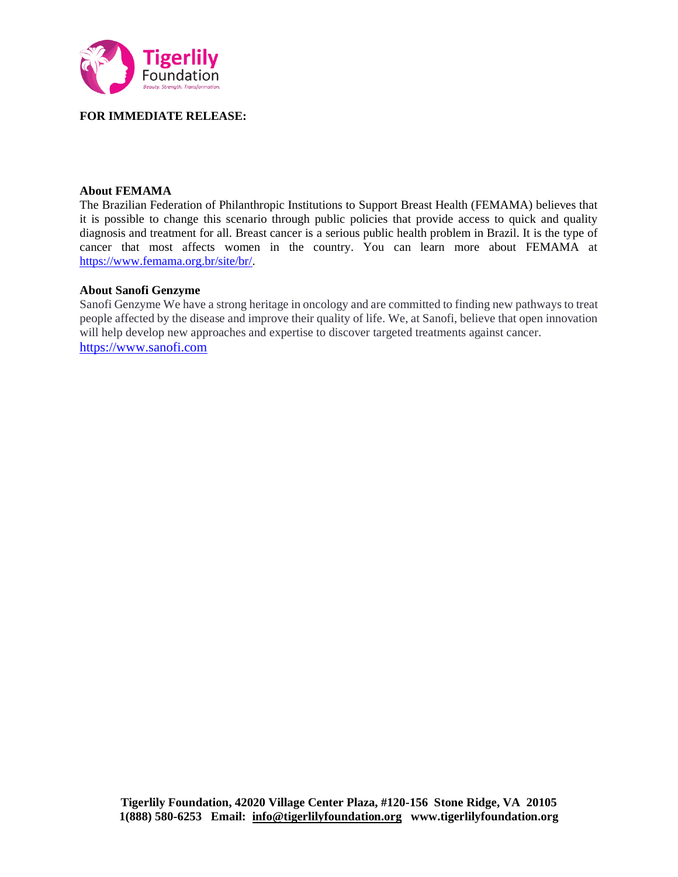**FOR IMMEDIATE RELEASE:**

**About FEMAMA**

The Brazilian Federation of Philanthropic Institutions to Support Breast Health (FEMAMA) believes that it is possible to change this scenario through public policies that provide access to quick and quality diagnosis and treatment for all. Breast cancer is a serious public health problem in Brazil. It is the type of cancer that most affects women in the country. You can learn more about FEMAMA at https://www.femama.org.br/site/br/.

**About Sanofi Genzyme**

Sanofi Genzyme We have a strong heritage in oncology and are committed to finding new pathways to treat people affected by the disease and improve their quality of life. We, at Sanofi, believe that open innovation will help develop new approaches and expertise to discover targeted treatments against cancer. https://www.sanofi.com

**Tigerlily Foundation, 42020 Village Center Plaza, #120-156 Stone Ridge, VA 20105**
**1(888) 580-6253 Email: info@tigerlilyfoundation.org www.tigerlilyfoundation.org**